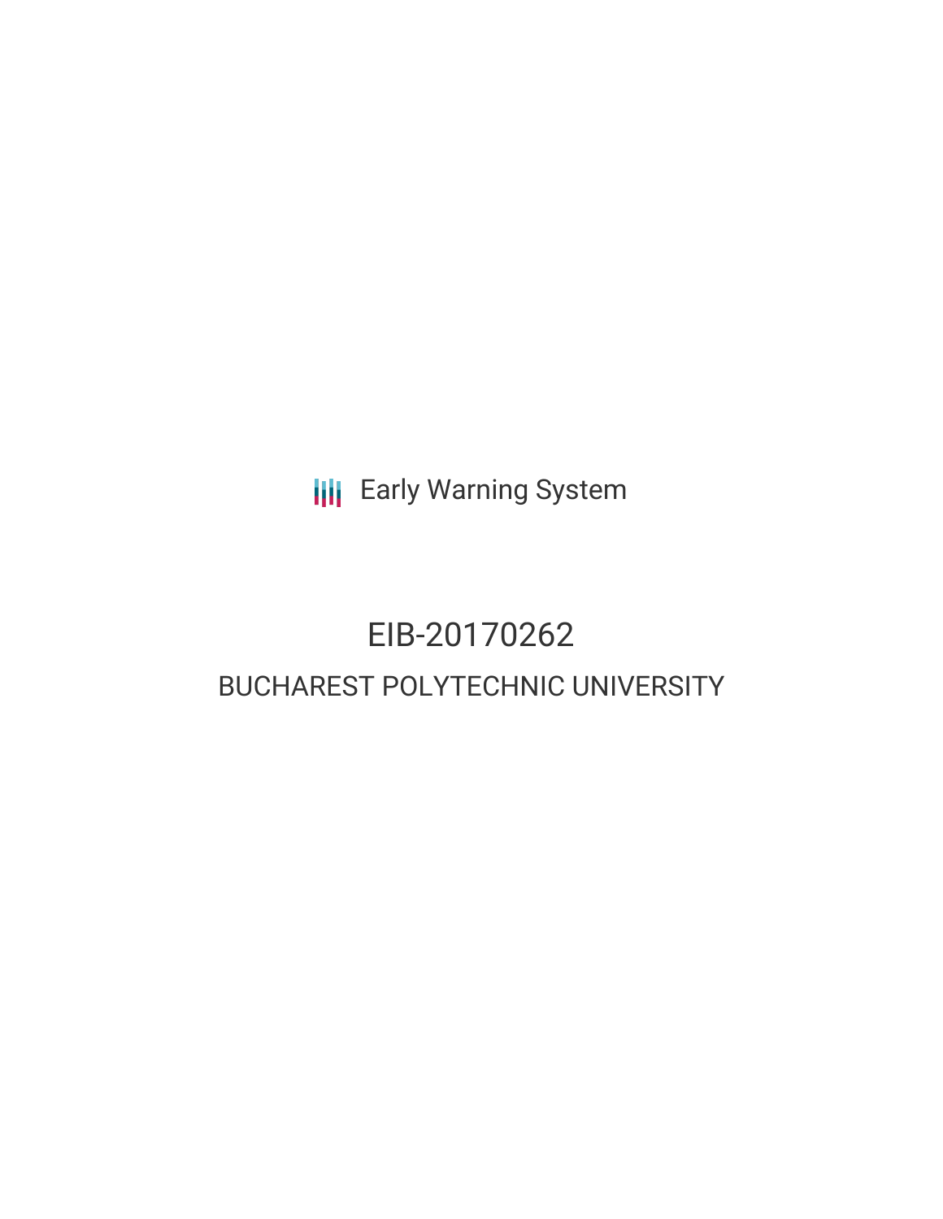Early Warning System

# EIB-20170262

## BUCHAREST POLYTECHNIC UNIVERSITY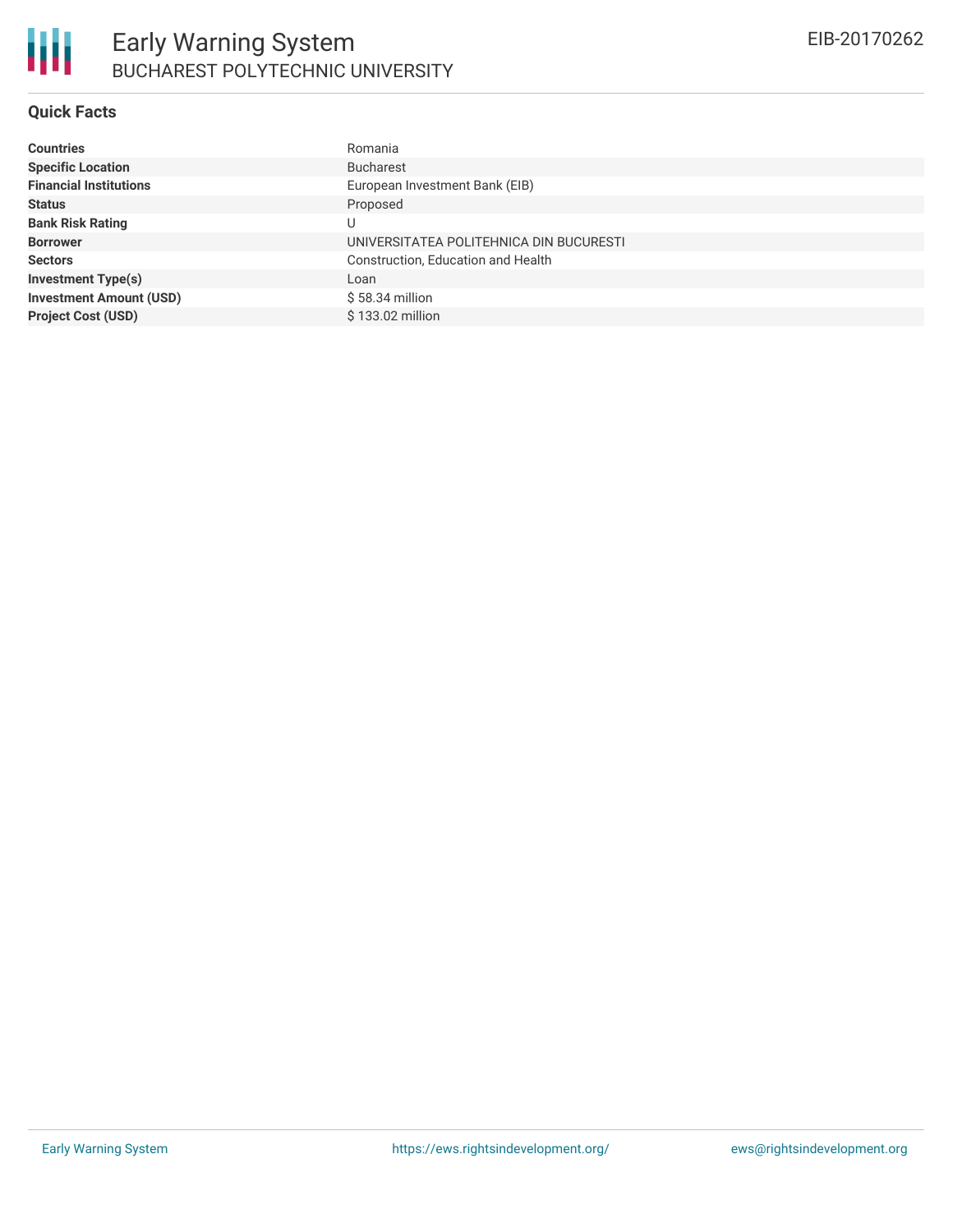# Early Warning System
## BUCHAREST POLYTECHNIC UNIVERSITY

EIB-20170262

### Quick Facts

| | |
|---|---|
| **Countries** | Romania |
| **Specific Location** | Bucharest |
| **Financial Institutions** | European Investment Bank (EIB) |
| **Status** | Proposed |
| **Bank Risk Rating** | U |
| **Borrower** | UNIVERSITATEA POLITEHNICA DIN BUCURESTI |
| **Sectors** | Construction, Education and Health |
| **Investment Type(s)** | Loan |
| **Investment Amount (USD)** | $ 58.34 million |
| **Project Cost (USD)** | $ 133.02 million |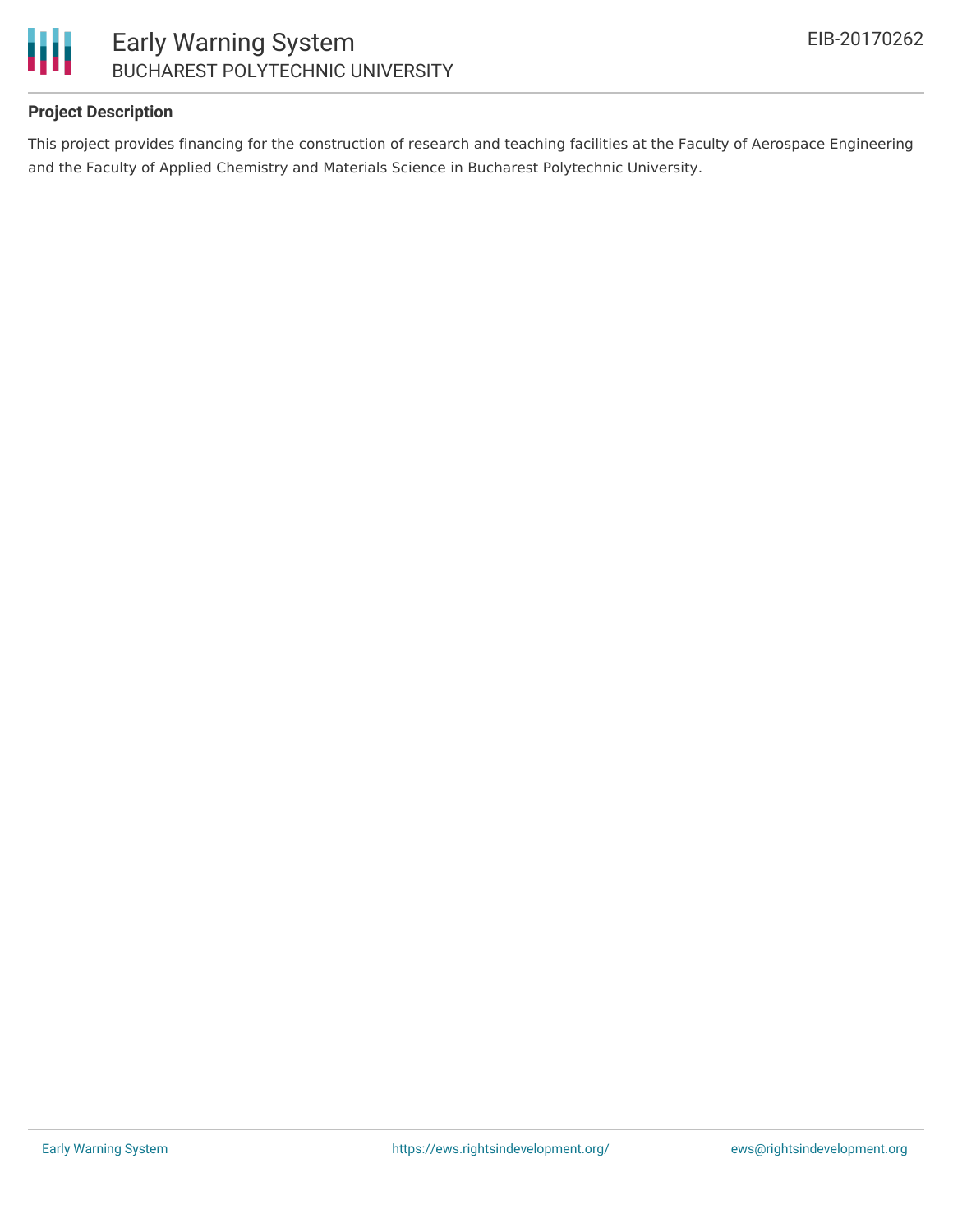**Project Description**

This project provides financing for the construction of research and teaching facilities at the Faculty of Aerospace Engineering and the Faculty of Applied Chemistry and Materials Science in Bucharest Polytechnic University.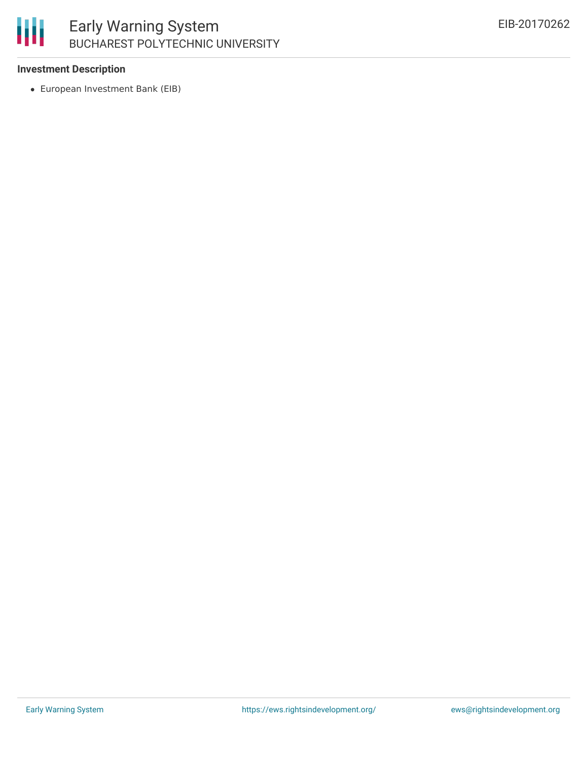**Investment Description**

- European Investment Bank (EIB)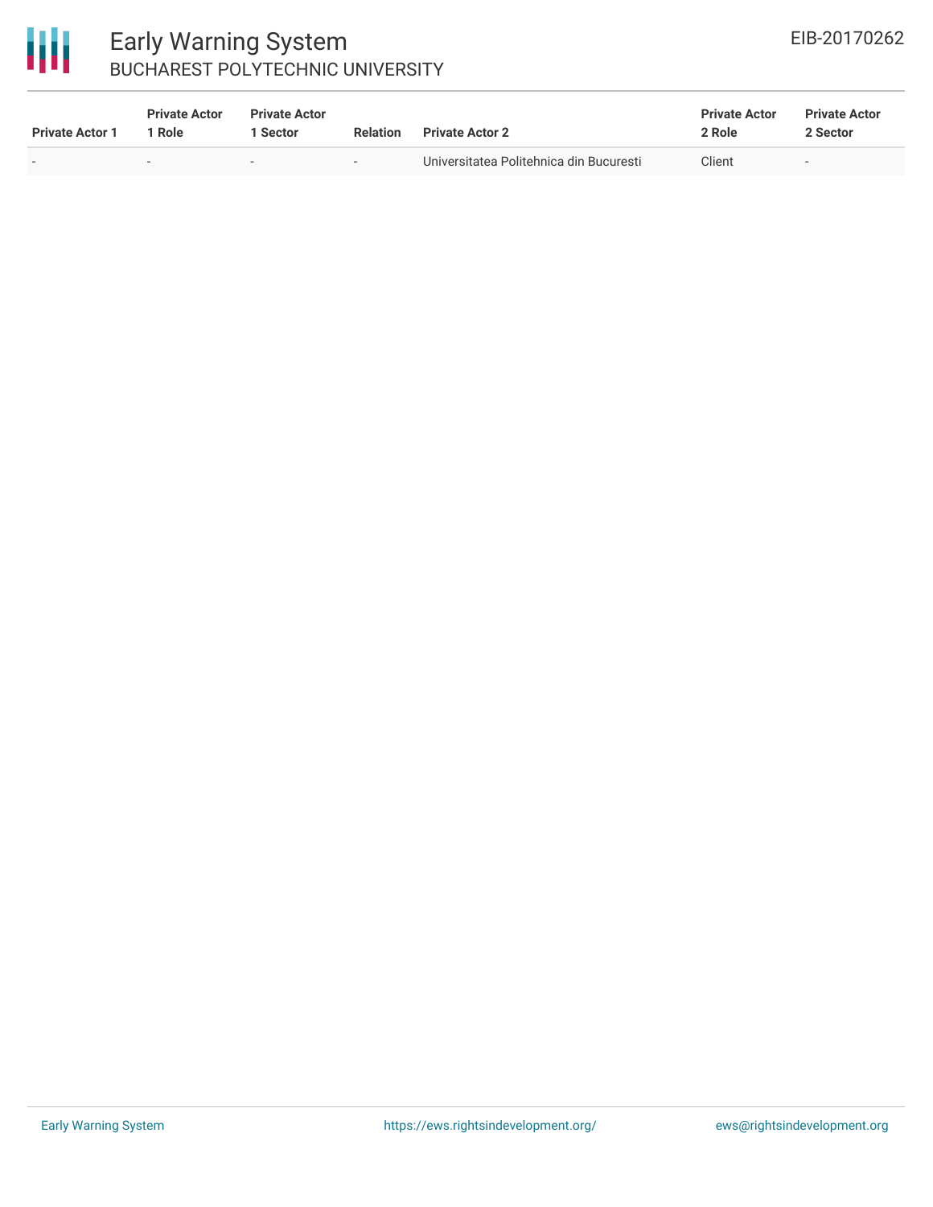| Private Actor 1 | Private Actor 1 Role | Private Actor 1 Sector | Relation | Private Actor 2 | Private Actor 2 Role | Private Actor 2 Sector |
|---|---|---|---|---|---|---|
| - | - | - | - | Universitatea Politehnica din Bucuresti | Client | - |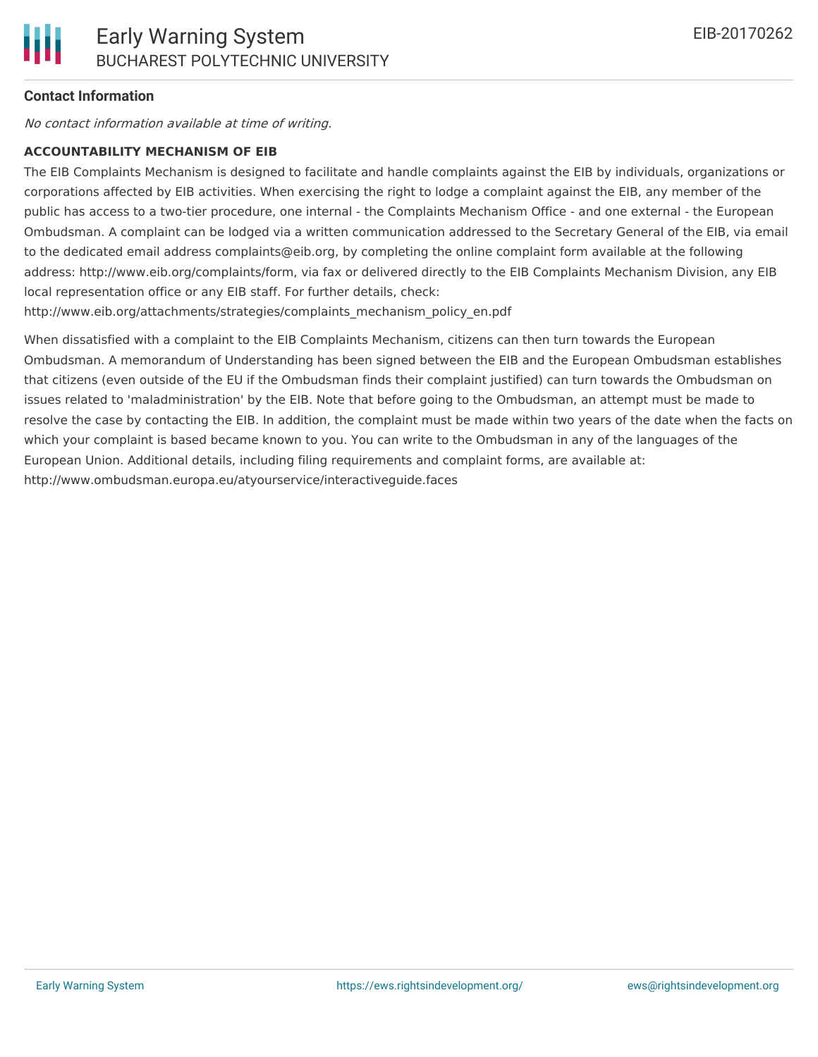### Contact Information

*No contact information available at time of writing.*

**ACCOUNTABILITY MECHANISM OF EIB**

The EIB Complaints Mechanism is designed to facilitate and handle complaints against the EIB by individuals, organizations or corporations affected by EIB activities. When exercising the right to lodge a complaint against the EIB, any member of the public has access to a two-tier procedure, one internal - the Complaints Mechanism Office - and one external - the European Ombudsman. A complaint can be lodged via a written communication addressed to the Secretary General of the EIB, via email to the dedicated email address complaints@eib.org, by completing the online complaint form available at the following address: http://www.eib.org/complaints/form, via fax or delivered directly to the EIB Complaints Mechanism Division, any EIB local representation office or any EIB staff. For further details, check: http://www.eib.org/attachments/strategies/complaints_mechanism_policy_en.pdf

When dissatisfied with a complaint to the EIB Complaints Mechanism, citizens can then turn towards the European Ombudsman. A memorandum of Understanding has been signed between the EIB and the European Ombudsman establishes that citizens (even outside of the EU if the Ombudsman finds their complaint justified) can turn towards the Ombudsman on issues related to 'maladministration' by the EIB. Note that before going to the Ombudsman, an attempt must be made to resolve the case by contacting the EIB. In addition, the complaint must be made within two years of the date when the facts on which your complaint is based became known to you. You can write to the Ombudsman in any of the languages of the European Union. Additional details, including filing requirements and complaint forms, are available at: http://www.ombudsman.europa.eu/atyourservice/interactiveguide.faces